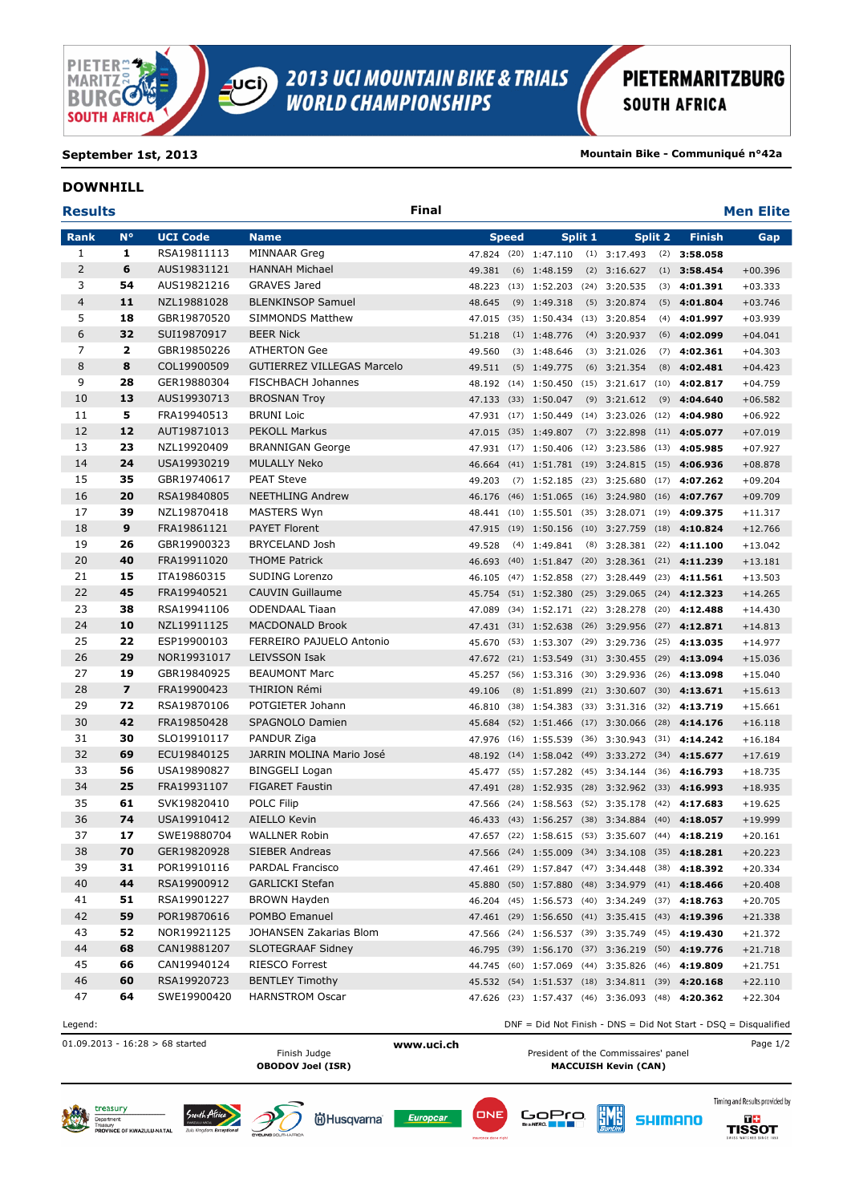# 2013 UCI MOUNTAIN BIKE & TRIALS WORLD CHAMPIONSHIPS

PIETERMARITZBURG SOUTH AFRICA

**September 1st, 2013** **Mountain Bike - Communiqué n°42a**

## DOWNHILL

### Results — Final — Men Elite

| Rank | N° | UCI Code | Name | Speed | | Split 1 | | Split 2 | | Finish | Gap |
|---|---|---|---|---|---|---|---|---|---|---|---|
| 1 | **1** | RSA19811113 | MINNAAR Greg | 47.824 | (20) | 1:47.110 | (1) | 3:17.493 | (2) | **3:58.058** | |
| 2 | **6** | AUS19831121 | HANNAH Michael | 49.381 | (6) | 1:48.159 | (2) | 3:16.627 | (1) | **3:58.454** | +00.396 |
| 3 | **54** | AUS19821216 | GRAVES Jared | 48.223 | (13) | 1:52.203 | (24) | 3:20.535 | (3) | **4:01.391** | +03.333 |
| 4 | **11** | NZL19881028 | BLENKINSOP Samuel | 48.645 | (9) | 1:49.318 | (5) | 3:20.874 | (5) | **4:01.804** | +03.746 |
| 5 | **18** | GBR19870520 | SIMMONDS Matthew | 47.015 | (35) | 1:50.434 | (13) | 3:20.854 | (4) | **4:01.997** | +03.939 |
| 6 | **32** | SUI19870917 | BEER Nick | 51.218 | (1) | 1:48.776 | (4) | 3:20.937 | (6) | **4:02.099** | +04.041 |
| 7 | **2** | GBR19850226 | ATHERTON Gee | 49.560 | (3) | 1:48.646 | (3) | 3:21.026 | (7) | **4:02.361** | +04.303 |
| 8 | **8** | COL19900509 | GUTIERREZ VILLEGAS Marcelo | 49.511 | (5) | 1:49.775 | (6) | 3:21.354 | (8) | **4:02.481** | +04.423 |
| 9 | **28** | GER19880304 | FISCHBACH Johannes | 48.192 | (14) | 1:50.450 | (15) | 3:21.617 | (10) | **4:02.817** | +04.759 |
| 10 | **13** | AUS19930713 | BROSNAN Troy | 47.133 | (33) | 1:50.047 | (9) | 3:21.612 | (9) | **4:04.640** | +06.582 |
| 11 | **5** | FRA19940513 | BRUNI Loic | 47.931 | (17) | 1:50.449 | (14) | 3:23.026 | (12) | **4:04.980** | +06.922 |
| 12 | **12** | AUT19871013 | PEKOLL Markus | 47.015 | (35) | 1:49.807 | (7) | 3:22.898 | (11) | **4:05.077** | +07.019 |
| 13 | **23** | NZL19920409 | BRANNIGAN George | 47.931 | (17) | 1:50.406 | (12) | 3:23.586 | (13) | **4:05.985** | +07.927 |
| 14 | **24** | USA19930219 | MULALLY Neko | 46.664 | (41) | 1:51.781 | (19) | 3:24.815 | (15) | **4:06.936** | +08.878 |
| 15 | **35** | GBR19740617 | PEAT Steve | 49.203 | (7) | 1:52.185 | (23) | 3:25.680 | (17) | **4:07.262** | +09.204 |
| 16 | **20** | RSA19840805 | NEETHLING Andrew | 46.176 | (46) | 1:51.065 | (16) | 3:24.980 | (16) | **4:07.767** | +09.709 |
| 17 | **39** | NZL19870418 | MASTERS Wyn | 48.441 | (10) | 1:55.501 | (35) | 3:28.071 | (19) | **4:09.375** | +11.317 |
| 18 | **9** | FRA19861121 | PAYET Florent | 47.915 | (19) | 1:50.156 | (10) | 3:27.759 | (18) | **4:10.824** | +12.766 |
| 19 | **26** | GBR19900323 | BRYCELAND Josh | 49.528 | (4) | 1:49.841 | (8) | 3:28.381 | (22) | **4:11.100** | +13.042 |
| 20 | **40** | FRA19911020 | THOME Patrick | 46.693 | (40) | 1:51.847 | (20) | 3:28.361 | (21) | **4:11.239** | +13.181 |
| 21 | **15** | ITA19860315 | SUDING Lorenzo | 46.105 | (47) | 1:52.858 | (27) | 3:28.449 | (23) | **4:11.561** | +13.503 |
| 22 | **45** | FRA19940521 | CAUVIN Guillaume | 45.754 | (51) | 1:52.380 | (25) | 3:29.065 | (24) | **4:12.323** | +14.265 |
| 23 | **38** | RSA19941106 | ODENDAAL Tiaan | 47.089 | (34) | 1:52.171 | (22) | 3:28.278 | (20) | **4:12.488** | +14.430 |
| 24 | **10** | NZL19911125 | MACDONALD Brook | 47.431 | (31) | 1:52.638 | (26) | 3:29.956 | (27) | **4:12.871** | +14.813 |
| 25 | **22** | ESP19900103 | FERREIRO PAJUELO Antonio | 45.670 | (53) | 1:53.307 | (29) | 3:29.736 | (25) | **4:13.035** | +14.977 |
| 26 | **29** | NOR19931017 | LEIVSSON Isak | 47.672 | (21) | 1:53.549 | (31) | 3:30.455 | (29) | **4:13.094** | +15.036 |
| 27 | **19** | GBR19840925 | BEAUMONT Marc | 45.257 | (56) | 1:53.316 | (30) | 3:29.936 | (26) | **4:13.098** | +15.040 |
| 28 | **7** | FRA19900423 | THIRION Rémi | 49.106 | (8) | 1:51.899 | (21) | 3:30.607 | (30) | **4:13.671** | +15.613 |
| 29 | **72** | RSA19870106 | POTGIETER Johann | 46.810 | (38) | 1:54.383 | (33) | 3:31.316 | (32) | **4:13.719** | +15.661 |
| 30 | **42** | FRA19850428 | SPAGNOLO Damien | 45.684 | (52) | 1:51.466 | (17) | 3:30.066 | (28) | **4:14.176** | +16.118 |
| 31 | **30** | SLO19910117 | PANDUR Ziga | 47.976 | (16) | 1:55.539 | (36) | 3:30.943 | (31) | **4:14.242** | +16.184 |
| 32 | **69** | ECU19840125 | JARRIN MOLINA Mario José | 48.192 | (14) | 1:58.042 | (49) | 3:33.272 | (34) | **4:15.677** | +17.619 |
| 33 | **56** | USA19890827 | BINGGELI Logan | 45.477 | (55) | 1:57.282 | (45) | 3:34.144 | (36) | **4:16.793** | +18.735 |
| 34 | **25** | FRA19931107 | FIGARET Faustin | 47.491 | (28) | 1:52.935 | (28) | 3:32.962 | (33) | **4:16.993** | +18.935 |
| 35 | **61** | SVK19820410 | POLC Filip | 47.566 | (24) | 1:58.563 | (52) | 3:35.178 | (42) | **4:17.683** | +19.625 |
| 36 | **74** | USA19910412 | AIELLO Kevin | 46.433 | (43) | 1:56.257 | (38) | 3:34.884 | (40) | **4:18.057** | +19.999 |
| 37 | **17** | SWE19880704 | WALLNER Robin | 47.657 | (22) | 1:58.615 | (53) | 3:35.607 | (44) | **4:18.219** | +20.161 |
| 38 | **70** | GER19820928 | SIEBER Andreas | 47.566 | (24) | 1:55.009 | (34) | 3:34.108 | (35) | **4:18.281** | +20.223 |
| 39 | **31** | POR19910116 | PARDAL Francisco | 47.461 | (29) | 1:57.847 | (47) | 3:34.448 | (38) | **4:18.392** | +20.334 |
| 40 | **44** | RSA19900912 | GARLICKI Stefan | 45.880 | (50) | 1:57.880 | (48) | 3:34.979 | (41) | **4:18.466** | +20.408 |
| 41 | **51** | RSA19901227 | BROWN Hayden | 46.204 | (45) | 1:56.573 | (40) | 3:34.249 | (37) | **4:18.763** | +20.705 |
| 42 | **59** | POR19870616 | POMBO Emanuel | 47.461 | (29) | 1:56.650 | (41) | 3:35.415 | (43) | **4:19.396** | +21.338 |
| 43 | **52** | NOR19921125 | JOHANSEN Zakarias Blom | 47.566 | (24) | 1:56.537 | (39) | 3:35.749 | (45) | **4:19.430** | +21.372 |
| 44 | **68** | CAN19881207 | SLOTEGRAAF Sidney | 46.795 | (39) | 1:56.170 | (37) | 3:36.219 | (50) | **4:19.776** | +21.718 |
| 45 | **66** | CAN19940124 | RIESCO Forrest | 44.745 | (60) | 1:57.069 | (44) | 3:35.826 | (46) | **4:19.809** | +21.751 |
| 46 | **60** | RSA19920723 | BENTLEY Timothy | 45.532 | (54) | 1:51.537 | (18) | 3:34.811 | (39) | **4:20.168** | +22.110 |
| 47 | **64** | SWE19900420 | HARNSTROM Oscar | 47.626 | (23) | 1:57.437 | (46) | 3:36.093 | (48) | **4:20.362** | +22.304 |

Legend: DNF = Did Not Finish - DNS = Did Not Start - DSQ = Disqualified

01.09.2013 - 16:28 > 68 started

Finish Judge **OBODOV Joel (ISR)**

www.uci.ch

President of the Commissaires' panel **MACCUISH Kevin (CAN)**

Timing and Results provided by TISSOT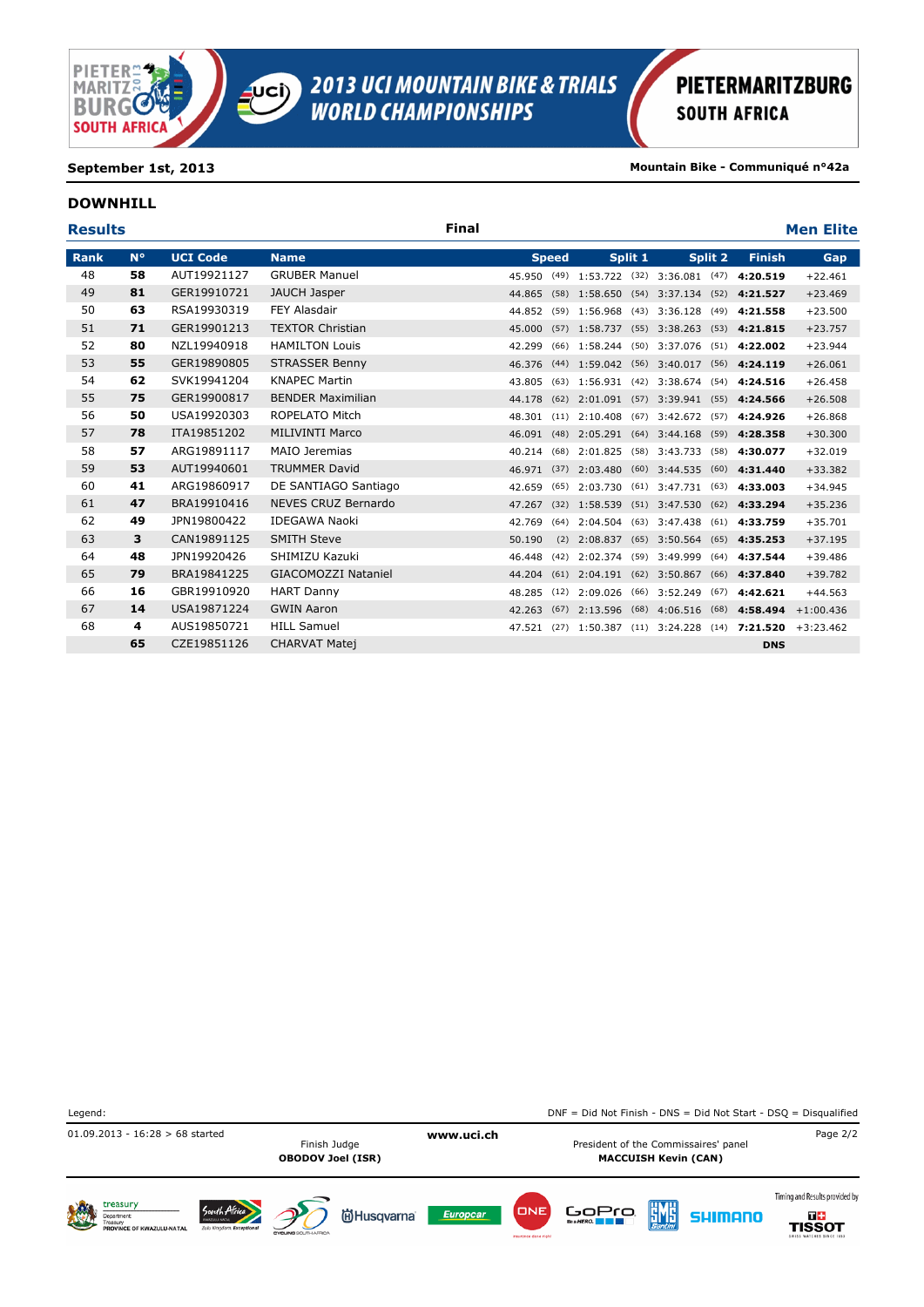**September 1st, 2013** — **Mountain Bike - Communiqué n°42a**

## DOWNHILL

### Results — Final — Men Elite

| Rank | N° | UCI Code | Name | Speed | | Split 1 | | Split 2 | | Finish | Gap |
|---|---|---|---|---|---|---|---|---|---|---|---|
| 48 | **58** | AUT19921127 | GRUBER Manuel | 45.950 | (49) | 1:53.722 | (32) | 3:36.081 | (47) | **4:20.519** | +22.461 |
| 49 | **81** | GER19910721 | JAUCH Jasper | 44.865 | (58) | 1:58.650 | (54) | 3:37.134 | (52) | **4:21.527** | +23.469 |
| 50 | **63** | RSA19930319 | FEY Alasdair | 44.852 | (59) | 1:56.968 | (43) | 3:36.128 | (49) | **4:21.558** | +23.500 |
| 51 | **71** | GER19901213 | TEXTOR Christian | 45.000 | (57) | 1:58.737 | (55) | 3:38.263 | (53) | **4:21.815** | +23.757 |
| 52 | **80** | NZL19940918 | HAMILTON Louis | 42.299 | (66) | 1:58.244 | (50) | 3:37.076 | (51) | **4:22.002** | +23.944 |
| 53 | **55** | GER19890805 | STRASSER Benny | 46.376 | (44) | 1:59.042 | (56) | 3:40.017 | (56) | **4:24.119** | +26.061 |
| 54 | **62** | SVK19941204 | KNAPEC Martin | 43.805 | (63) | 1:56.931 | (42) | 3:38.674 | (54) | **4:24.516** | +26.458 |
| 55 | **75** | GER19900817 | BENDER Maximilian | 44.178 | (62) | 2:01.091 | (57) | 3:39.941 | (55) | **4:24.566** | +26.508 |
| 56 | **50** | USA19920303 | ROPELATO Mitch | 48.301 | (11) | 2:10.408 | (67) | 3:42.672 | (57) | **4:24.926** | +26.868 |
| 57 | **78** | ITA19851202 | MILIVINTI Marco | 46.091 | (48) | 2:05.291 | (64) | 3:44.168 | (59) | **4:28.358** | +30.300 |
| 58 | **57** | ARG19891117 | MAIO Jeremias | 40.214 | (68) | 2:01.825 | (58) | 3:43.733 | (58) | **4:30.077** | +32.019 |
| 59 | **53** | AUT19940601 | TRUMMER David | 46.971 | (37) | 2:03.480 | (60) | 3:44.535 | (60) | **4:31.440** | +33.382 |
| 60 | **41** | ARG19860917 | DE SANTIAGO Santiago | 42.659 | (65) | 2:03.730 | (61) | 3:47.731 | (63) | **4:33.003** | +34.945 |
| 61 | **47** | BRA19910416 | NEVES CRUZ Bernardo | 47.267 | (32) | 1:58.539 | (51) | 3:47.530 | (62) | **4:33.294** | +35.236 |
| 62 | **49** | JPN19800422 | IDEGAWA Naoki | 42.769 | (64) | 2:04.504 | (63) | 3:47.438 | (61) | **4:33.759** | +35.701 |
| 63 | **3** | CAN19891125 | SMITH Steve | 50.190 | (2) | 2:08.837 | (65) | 3:50.564 | (65) | **4:35.253** | +37.195 |
| 64 | **48** | JPN19920426 | SHIMIZU Kazuki | 46.448 | (42) | 2:02.374 | (59) | 3:49.999 | (64) | **4:37.544** | +39.486 |
| 65 | **79** | BRA19841225 | GIACOMOZZI Nataniel | 44.204 | (61) | 2:04.191 | (62) | 3:50.867 | (66) | **4:37.840** | +39.782 |
| 66 | **16** | GBR19910920 | HART Danny | 48.285 | (12) | 2:09.026 | (66) | 3:52.249 | (67) | **4:42.621** | +44.563 |
| 67 | **14** | USA19871224 | GWIN Aaron | 42.263 | (67) | 2:13.596 | (68) | 4:06.516 | (68) | **4:58.494** | +1:00.436 |
| 68 | **4** | AUS19850721 | HILL Samuel | 47.521 | (27) | 1:50.387 | (11) | 3:24.228 | (14) | **7:21.520** | +3:23.462 |
| | **65** | CZE19851126 | CHARVAT Matej | | | | | | | **DNS** | |

Legend: DNF = Did Not Finish - DNS = Did Not Start - DSQ = Disqualified

01.09.2013 - 16:28 > 68 started

Finish Judge
**OBODOV Joel (ISR)**

**www.uci.ch**

President of the Commissaires' panel
**MACCUISH Kevin (CAN)**

Timing and Results provided by TISSOT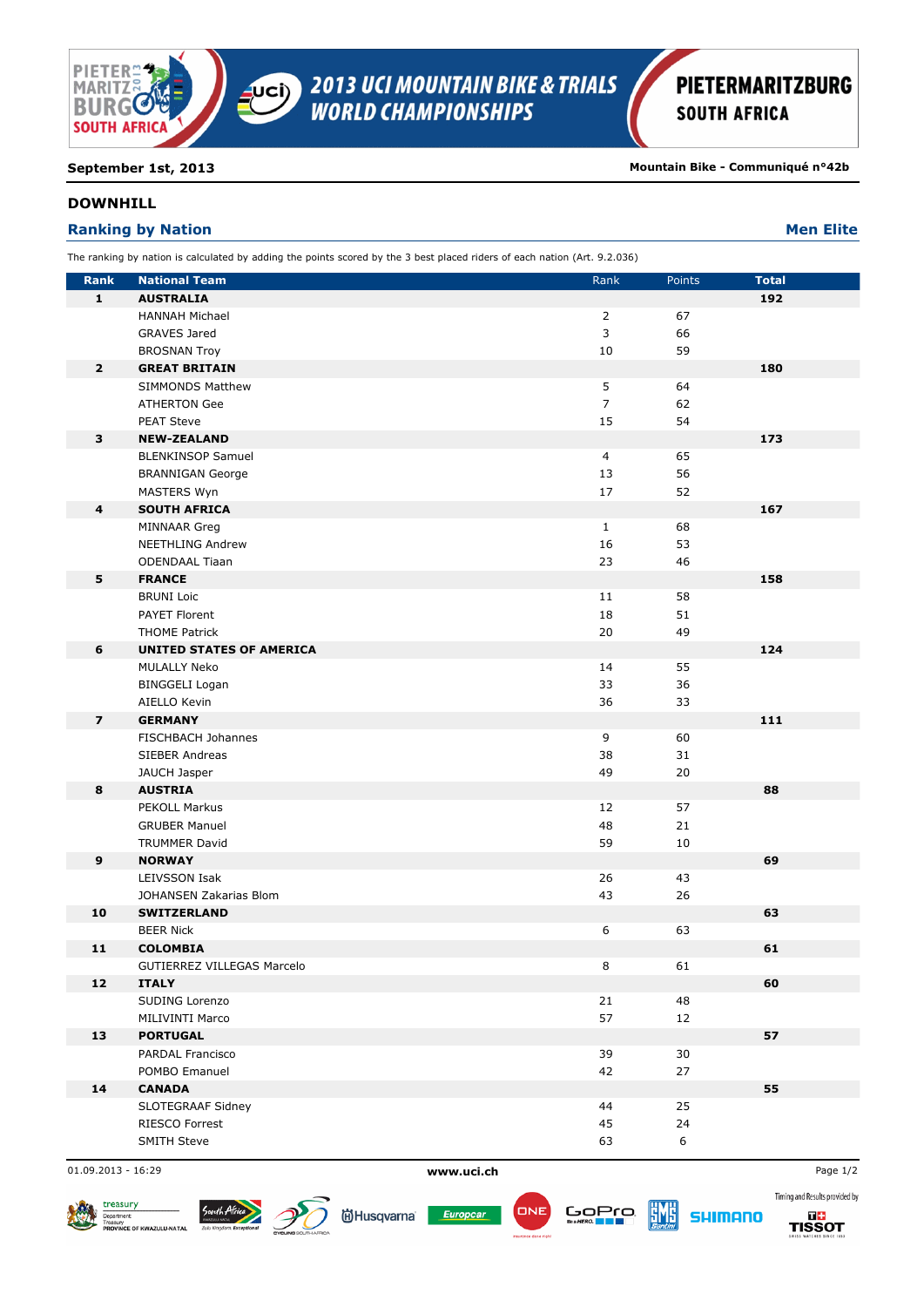September 1st, 2013 — Mountain Bike - Communiqué n°42b

## DOWNHILL

### Ranking by Nation — Men Elite

The ranking by nation is calculated by adding the points scored by the 3 best placed riders of each nation (Art. 9.2.036)

| Rank | National Team | Rank | Points | Total |
|---|---|---|---|---|
| **1** | **AUSTRALIA** | | | **192** |
| | HANNAH Michael | 2 | 67 | |
| | GRAVES Jared | 3 | 66 | |
| | BROSNAN Troy | 10 | 59 | |
| **2** | **GREAT BRITAIN** | | | **180** |
| | SIMMONDS Matthew | 5 | 64 | |
| | ATHERTON Gee | 7 | 62 | |
| | PEAT Steve | 15 | 54 | |
| **3** | **NEW-ZEALAND** | | | **173** |
| | BLENKINSOP Samuel | 4 | 65 | |
| | BRANNIGAN George | 13 | 56 | |
| | MASTERS Wyn | 17 | 52 | |
| **4** | **SOUTH AFRICA** | | | **167** |
| | MINNAAR Greg | 1 | 68 | |
| | NEETHLING Andrew | 16 | 53 | |
| | ODENDAAL Tiaan | 23 | 46 | |
| **5** | **FRANCE** | | | **158** |
| | BRUNI Loic | 11 | 58 | |
| | PAYET Florent | 18 | 51 | |
| | THOME Patrick | 20 | 49 | |
| **6** | **UNITED STATES OF AMERICA** | | | **124** |
| | MULALLY Neko | 14 | 55 | |
| | BINGGELI Logan | 33 | 36 | |
| | AIELLO Kevin | 36 | 33 | |
| **7** | **GERMANY** | | | **111** |
| | FISCHBACH Johannes | 9 | 60 | |
| | SIEBER Andreas | 38 | 31 | |
| | JAUCH Jasper | 49 | 20 | |
| **8** | **AUSTRIA** | | | **88** |
| | PEKOLL Markus | 12 | 57 | |
| | GRUBER Manuel | 48 | 21 | |
| | TRUMMER David | 59 | 10 | |
| **9** | **NORWAY** | | | **69** |
| | LEIVSSON Isak | 26 | 43 | |
| | JOHANSEN Zakarias Blom | 43 | 26 | |
| **10** | **SWITZERLAND** | | | **63** |
| | BEER Nick | 6 | 63 | |
| **11** | **COLOMBIA** | | | **61** |
| | GUTIERREZ VILLEGAS Marcelo | 8 | 61 | |
| **12** | **ITALY** | | | **60** |
| | SUDING Lorenzo | 21 | 48 | |
| | MILIVINTI Marco | 57 | 12 | |
| **13** | **PORTUGAL** | | | **57** |
| | PARDAL Francisco | 39 | 30 | |
| | POMBO Emanuel | 42 | 27 | |
| **14** | **CANADA** | | | **55** |
| | SLOTEGRAAF Sidney | 44 | 25 | |
| | RIESCO Forrest | 45 | 24 | |
| | SMITH Steve | 63 | 6 | |

01.09.2013 - 16:29 — www.uci.ch

Timing and Results provided by TISSOT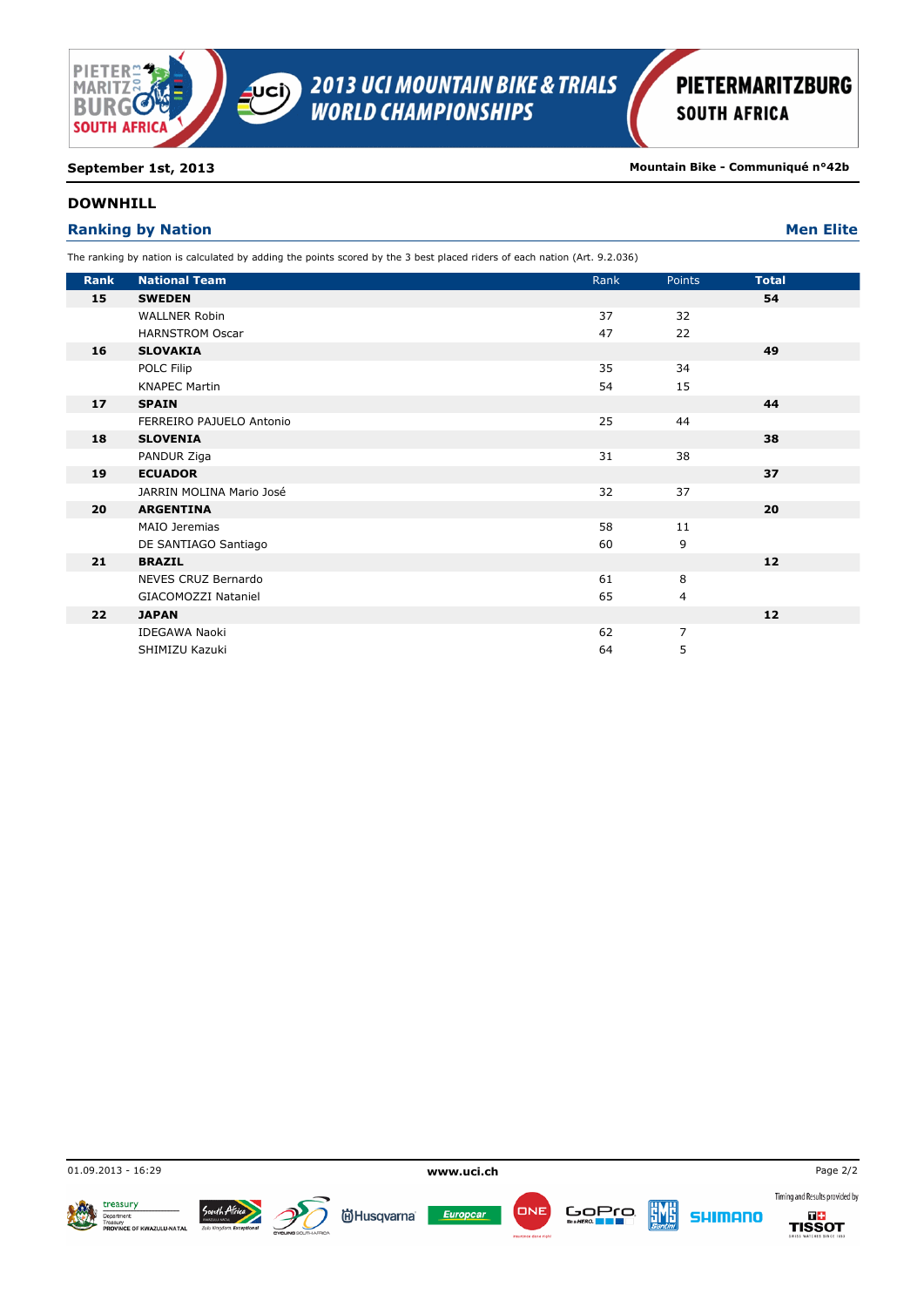**September 1st, 2013** | **Mountain Bike - Communiqué n°42b**

## DOWNHILL

### Ranking by Nation

**Men Elite**

The ranking by nation is calculated by adding the points scored by the 3 best placed riders of each nation (Art. 9.2.036)

| Rank | National Team | Rank | Points | Total |
|---|---|---|---|---|
| **15** | **SWEDEN** | | | **54** |
| | WALLNER Robin | 37 | 32 | |
| | HARNSTROM Oscar | 47 | 22 | |
| **16** | **SLOVAKIA** | | | **49** |
| | POLC Filip | 35 | 34 | |
| | KNAPEC Martin | 54 | 15 | |
| **17** | **SPAIN** | | | **44** |
| | FERREIRO PAJUELO Antonio | 25 | 44 | |
| **18** | **SLOVENIA** | | | **38** |
| | PANDUR Ziga | 31 | 38 | |
| **19** | **ECUADOR** | | | **37** |
| | JARRIN MOLINA Mario José | 32 | 37 | |
| **20** | **ARGENTINA** | | | **20** |
| | MAIO Jeremias | 58 | 11 | |
| | DE SANTIAGO Santiago | 60 | 9 | |
| **21** | **BRAZIL** | | | **12** |
| | NEVES CRUZ Bernardo | 61 | 8 | |
| | GIACOMOZZI Nataniel | 65 | 4 | |
| **22** | **JAPAN** | | | **12** |
| | IDEGAWA Naoki | 62 | 7 | |
| | SHIMIZU Kazuki | 64 | 5 | |

01.09.2013 - 16:29

www.uci.ch

Timing and Results provided by TISSOT